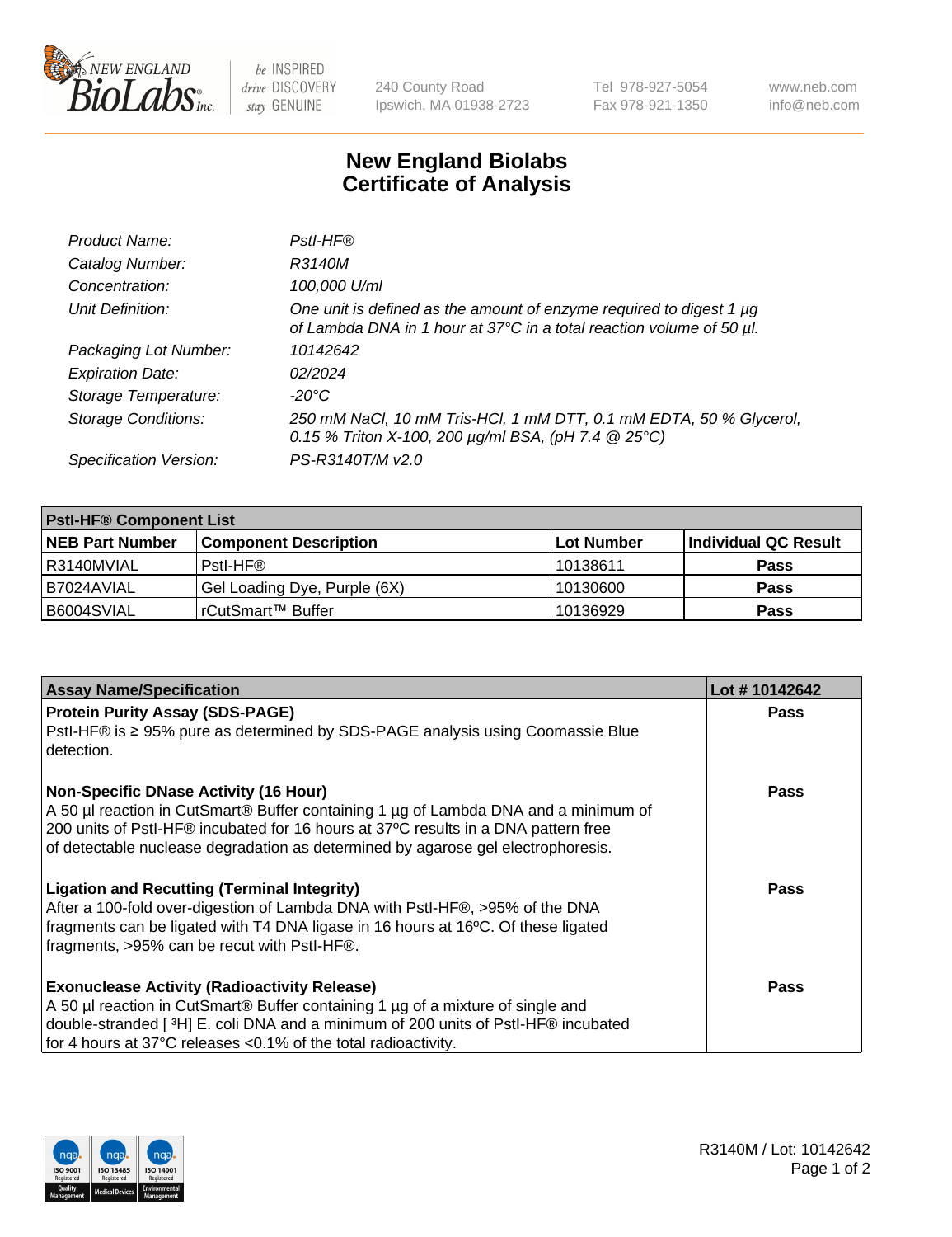# New England Biolabs
## Certificate of Analysis

| | |
|---|---|
| *Product Name:* | *PstI-HF®* |
| *Catalog Number:* | *R3140M* |
| *Concentration:* | *100,000 U/ml* |
| *Unit Definition:* | *One unit is defined as the amount of enzyme required to digest 1 µg of Lambda DNA in 1 hour at 37°C in a total reaction volume of 50 µl.* |
| *Packaging Lot Number:* | *10142642* |
| *Expiration Date:* | *02/2024* |
| *Storage Temperature:* | *-20°C* |
| *Storage Conditions:* | *250 mM NaCl, 10 mM Tris-HCl, 1 mM DTT, 0.1 mM EDTA, 50 % Glycerol, 0.15 % Triton X-100, 200 µg/ml BSA, (pH 7.4 @ 25°C)* |
| *Specification Version:* | *PS-R3140T/M v2.0* |

| PstI-HF® Component List | | | |
|---|---|---|---|
| **NEB Part Number** | **Component Description** | **Lot Number** | **Individual QC Result** |
| R3140MVIAL | PstI-HF® | 10138611 | **Pass** |
| B7024AVIAL | Gel Loading Dye, Purple (6X) | 10130600 | **Pass** |
| B6004SVIAL | rCutSmart™ Buffer | 10136929 | **Pass** |

| Assay Name/Specification | Lot # 10142642 |
|---|---|
| **Protein Purity Assay (SDS-PAGE)**<br>PstI-HF® is ≥ 95% pure as determined by SDS-PAGE analysis using Coomassie Blue detection. | **Pass** |
| **Non-Specific DNase Activity (16 Hour)**<br>A 50 µl reaction in CutSmart® Buffer containing 1 µg of Lambda DNA and a minimum of 200 units of PstI-HF® incubated for 16 hours at 37ºC results in a DNA pattern free of detectable nuclease degradation as determined by agarose gel electrophoresis. | **Pass** |
| **Ligation and Recutting (Terminal Integrity)**<br>After a 100-fold over-digestion of Lambda DNA with PstI-HF®, >95% of the DNA fragments can be ligated with T4 DNA ligase in 16 hours at 16ºC. Of these ligated fragments, >95% can be recut with PstI-HF®. | **Pass** |
| **Exonuclease Activity (Radioactivity Release)**<br>A 50 µl reaction in CutSmart® Buffer containing 1 µg of a mixture of single and double-stranded [ $^3$H] E. coli DNA and a minimum of 200 units of PstI-HF® incubated for 4 hours at 37°C releases <0.1% of the total radioactivity. | **Pass** |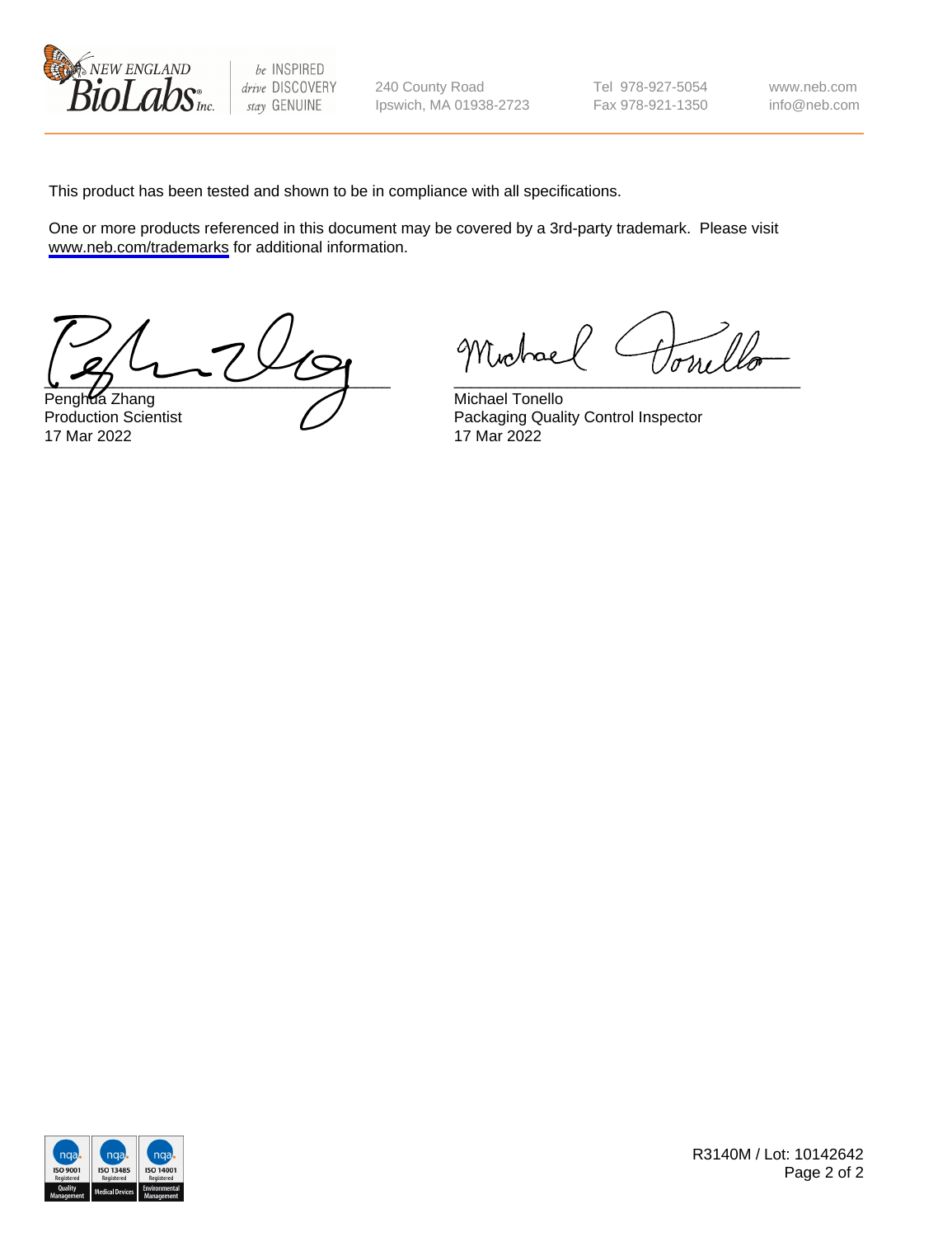This product has been tested and shown to be in compliance with all specifications.

One or more products referenced in this document may be covered by a 3rd-party trademark. Please visit www.neb.com/trademarks for additional information.

Penghua Zhang
Production Scientist
17 Mar 2022

Michael Tonello
Packaging Quality Control Inspector
17 Mar 2022

R3140M / Lot: 10142642